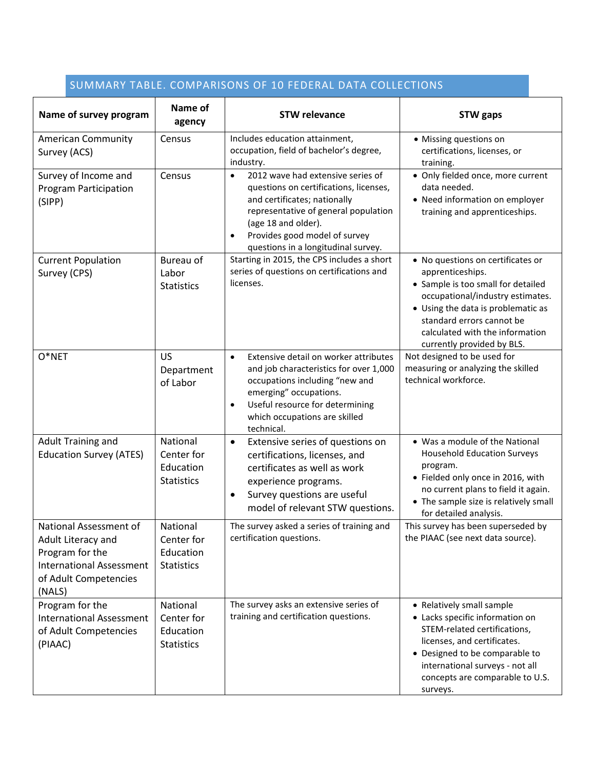## SUMMARY TABLE. COMPARISONS OF 10 FEDERAL DATA COLLECTIONS

| Name of survey program | Name of agency | STW relevance | STW gaps |
|---|---|---|---|
| American Community Survey (ACS) | Census | Includes education attainment, occupation, field of bachelor's degree, industry. | • Missing questions on certifications, licenses, or training. |
| Survey of Income and Program Participation (SIPP) | Census | • 2012 wave had extensive series of questions on certifications, licenses, and certificates; nationally representative of general population (age 18 and older).<br>• Provides good model of survey questions in a longitudinal survey. | • Only fielded once, more current data needed.<br>• Need information on employer training and apprenticeships. |
| Current Population Survey (CPS) | Bureau of Labor Statistics | Starting in 2015, the CPS includes a short series of questions on certifications and licenses. | • No questions on certificates or apprenticeships.<br>• Sample is too small for detailed occupational/industry estimates.<br>• Using the data is problematic as standard errors cannot be calculated with the information currently provided by BLS. |
| O*NET | US Department of Labor | • Extensive detail on worker attributes and job characteristics for over 1,000 occupations including "new and emerging" occupations.<br>• Useful resource for determining which occupations are skilled technical. | Not designed to be used for measuring or analyzing the skilled technical workforce. |
| Adult Training and Education Survey (ATES) | National Center for Education Statistics | • Extensive series of questions on certifications, licenses, and certificates as well as work experience programs.<br>• Survey questions are useful model of relevant STW questions. | • Was a module of the National Household Education Surveys program.<br>• Fielded only once in 2016, with no current plans to field it again.<br>• The sample size is relatively small for detailed analysis. |
| National Assessment of Adult Literacy and Program for the International Assessment of Adult Competencies (NALS) | National Center for Education Statistics | The survey asked a series of training and certification questions. | This survey has been superseded by the PIAAC (see next data source). |
| Program for the International Assessment of Adult Competencies (PIAAC) | National Center for Education Statistics | The survey asks an extensive series of training and certification questions. | • Relatively small sample<br>• Lacks specific information on STEM-related certifications, licenses, and certificates.<br>• Designed to be comparable to international surveys - not all concepts are comparable to U.S. surveys. |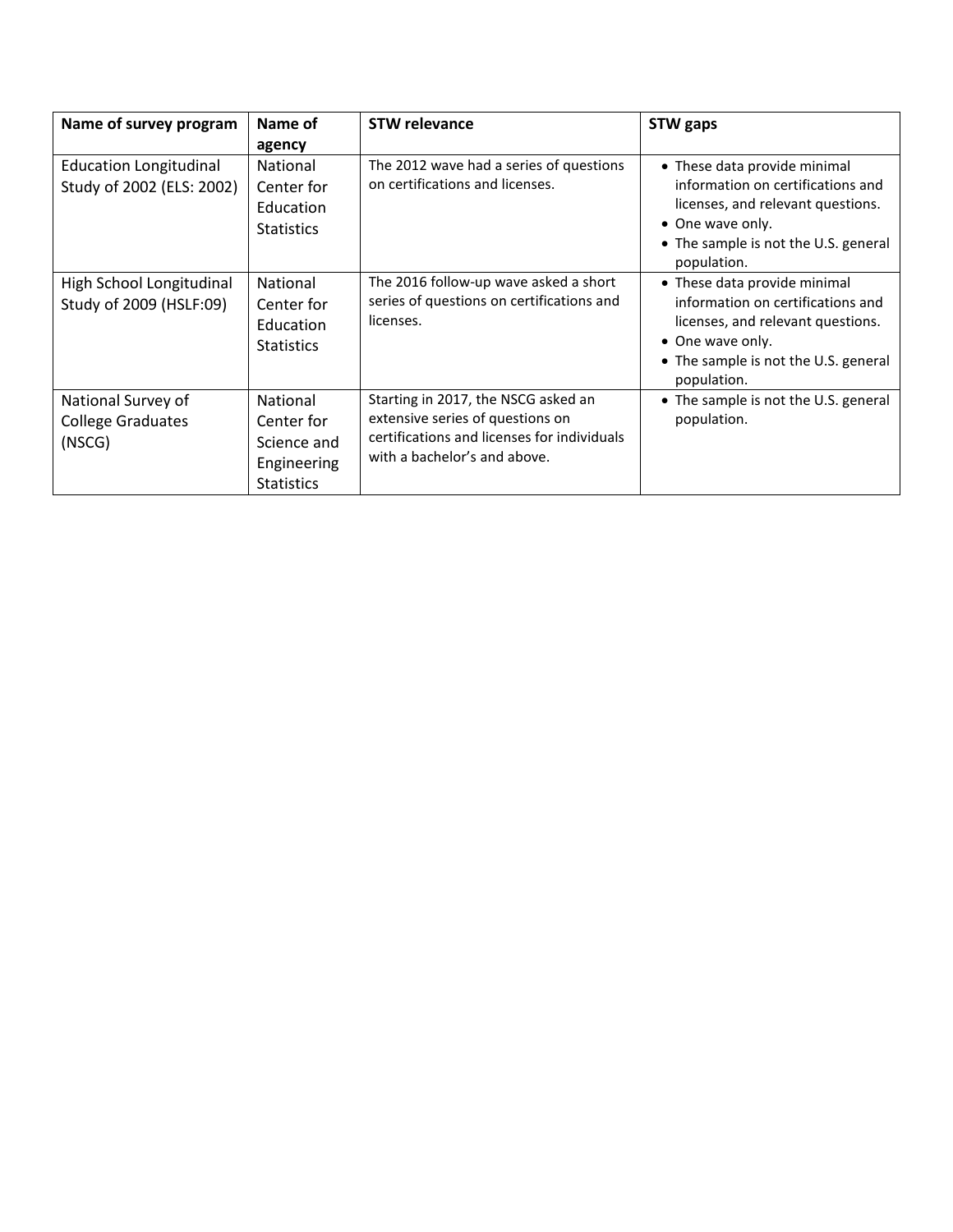| Name of survey program | Name of agency | STW relevance | STW gaps |
|---|---|---|---|
| Education Longitudinal Study of 2002 (ELS: 2002) | National Center for Education Statistics | The 2012 wave had a series of questions on certifications and licenses. | • These data provide minimal information on certifications and licenses, and relevant questions.<br>• One wave only.<br>• The sample is not the U.S. general population. |
| High School Longitudinal Study of 2009 (HSLF:09) | National Center for Education Statistics | The 2016 follow-up wave asked a short series of questions on certifications and licenses. | • These data provide minimal information on certifications and licenses, and relevant questions.<br>• One wave only.<br>• The sample is not the U.S. general population. |
| National Survey of College Graduates (NSCG) | National Center for Science and Engineering Statistics | Starting in 2017, the NSCG asked an extensive series of questions on certifications and licenses for individuals with a bachelor's and above. | • The sample is not the U.S. general population. |